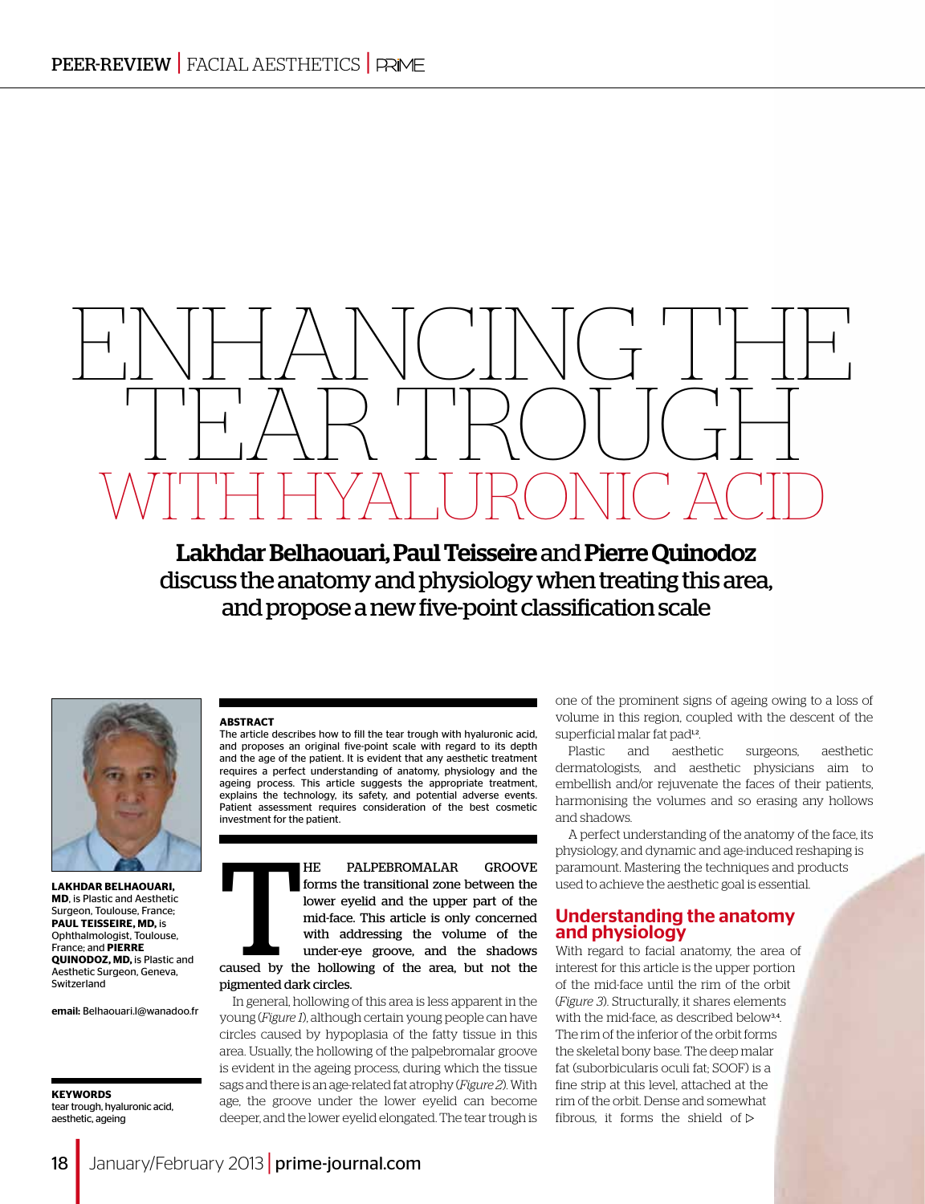# ENHANCING THE TEAR TROUGH WITH HYALURONIC ACID

**Lakhdar Belhaouari, Paul Teisseire** and **Pierre Quinodoz** discuss the anatomy and physiology when treating this area, and propose a new five-point classification scale

**LAKHDAR BELHAOUARI, MD**, is Plastic and Aesthetic Surgeon, Toulouse, France; **PAUL TEISSEIRE, MD,** is Ophthalmologist, Toulouse, France; and **PIERRE QUINODOZ, MD,** is Plastic and Aesthetic Surgeon, Geneva, Switzerland

**email:** Belhaouari.l@wanadoo.fr

**KEYWORDS**
tear trough, hyaluronic acid, aesthetic, ageing

**ABSTRACT**
The article describes how to fill the tear trough with hyaluronic acid, and proposes an original five-point scale with regard to its depth and the age of the patient. It is evident that any aesthetic treatment requires a perfect understanding of anatomy, physiology and the ageing process. This article suggests the appropriate treatment, explains the technology, its safety, and potential adverse events. Patient assessment requires consideration of the best cosmetic investment for the patient.

**THE PALPEBROMALAR GROOVE forms the transitional zone between the lower eyelid and the upper part of the mid-face. This article is only concerned with addressing the volume of the under-eye groove, and the shadows caused by the hollowing of the area, but not the pigmented dark circles.**

In general, hollowing of this area is less apparent in the young (*Figure 1*), although certain young people can have circles caused by hypoplasia of the fatty tissue in this area. Usually, the hollowing of the palpebromalar groove is evident in the ageing process, during which the tissue sags and there is an age-related fat atrophy (*Figure 2*). With age, the groove under the lower eyelid can become deeper, and the lower eyelid elongated. The tear trough is one of the prominent signs of ageing owing to a loss of volume in this region, coupled with the descent of the superficial malar fat pad[1,2].

Plastic and aesthetic surgeons, aesthetic dermatologists, and aesthetic physicians aim to embellish and/or rejuvenate the faces of their patients, harmonising the volumes and so erasing any hollows and shadows.

A perfect understanding of the anatomy of the face, its physiology, and dynamic and age-induced reshaping is paramount. Mastering the techniques and products used to achieve the aesthetic goal is essential.

## Understanding the anatomy and physiology

With regard to facial anatomy, the area of interest for this article is the upper portion of the mid-face until the rim of the orbit (*Figure 3*). Structurally, it shares elements with the mid-face, as described below[3,4]. The rim of the inferior of the orbit forms the skeletal bony base. The deep malar fat (suborbicularis oculi fat; SOOF) is a fine strip at this level, attached at the rim of the orbit. Dense and somewhat fibrous, it forms the shield of ▷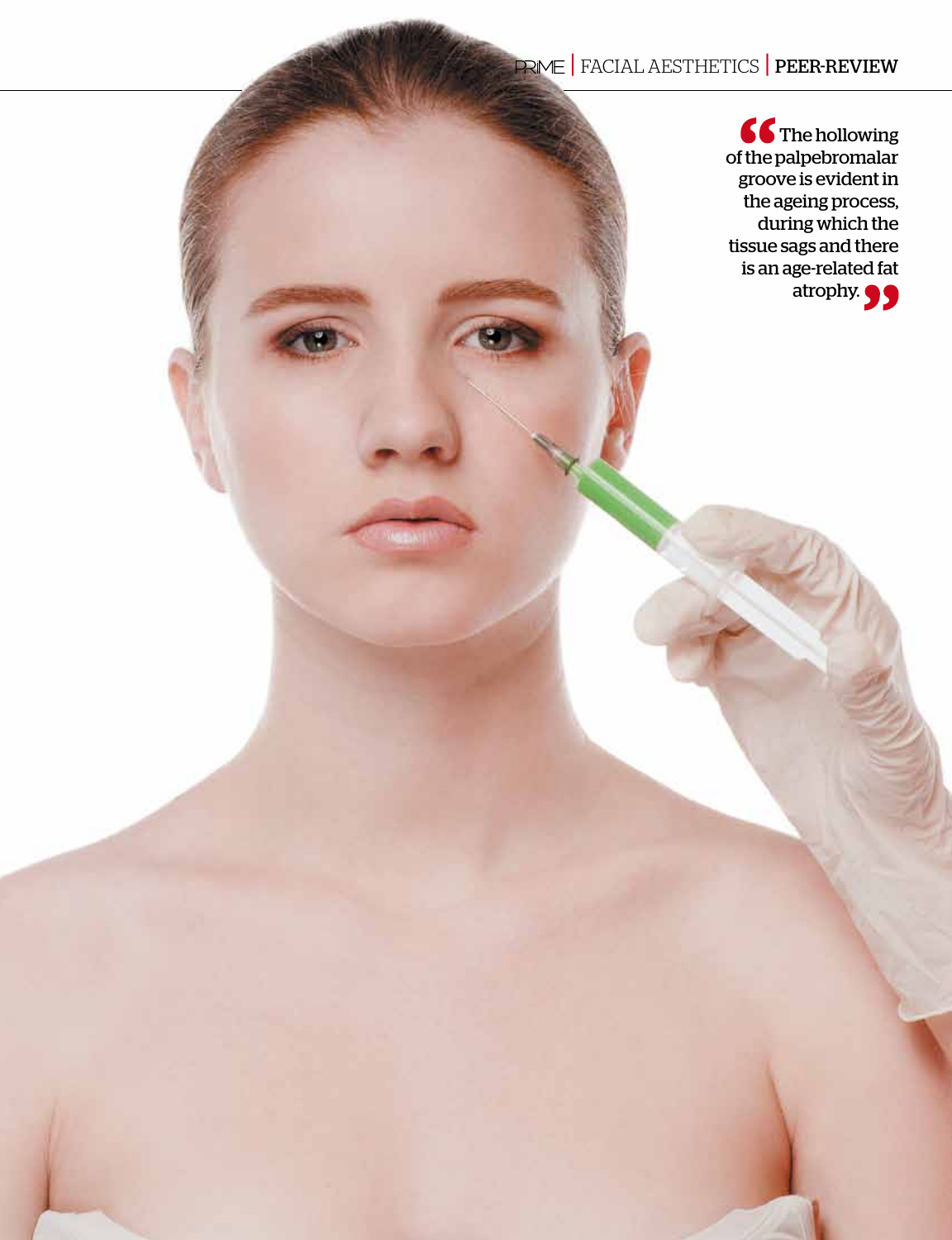> The hollowing of the palpebromalar groove is evident in the ageing process, during which the tissue sags and there is an age-related fat atrophy.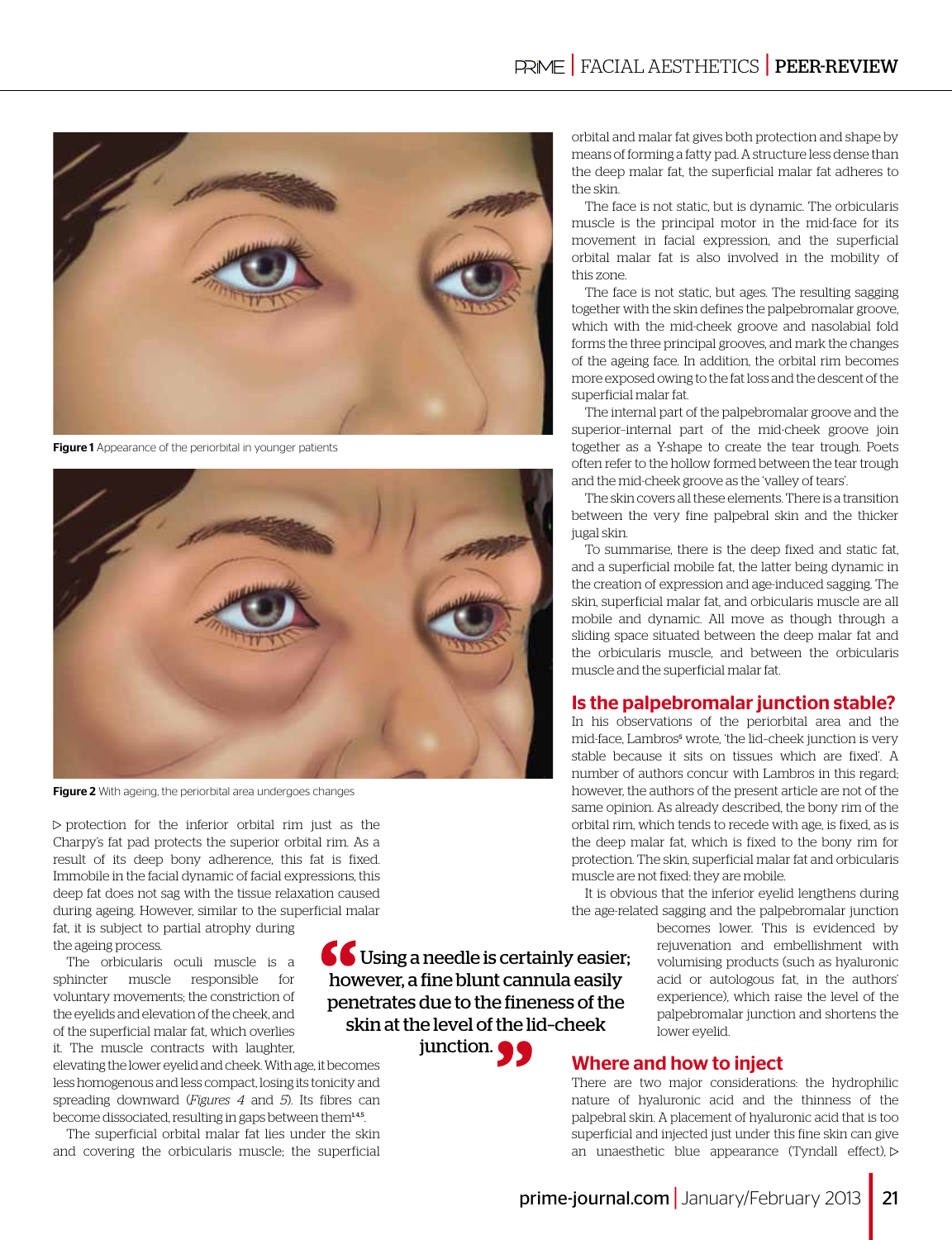Figure 1 Appearance of the periorbital in younger patients

Figure 2 With ageing, the periorbital area undergoes changes

▷ protection for the inferior orbital rim just as the Charpy's fat pad protects the superior orbital rim. As a result of its deep bony adherence, this fat is fixed. Immobile in the facial dynamic of facial expressions, this deep fat does not sag with the tissue relaxation caused during ageing. However, similar to the superficial malar fat, it is subject to partial atrophy during the ageing process.

The orbicularis oculi muscle is a sphincter muscle responsible for voluntary movements; the constriction of the eyelids and elevation of the cheek, and of the superficial malar fat, which overlies it. The muscle contracts with laughter, elevating the lower eyelid and cheek. With age, it becomes less homogenous and less compact, losing its tonicity and spreading downward (*Figures 4* and *5*). Its fibres can become dissociated, resulting in gaps between them[1,4,5].

The superficial orbital malar fat lies under the skin and covering the orbicularis muscle; the superficial orbital and malar fat gives both protection and shape by means of forming a fatty pad. A structure less dense than the deep malar fat, the superficial malar fat adheres to the skin.

The face is not static, but is dynamic. The orbicularis muscle is the principal motor in the mid-face for its movement in facial expression, and the superficial orbital malar fat is also involved in the mobility of this zone.

The face is not static, but ages. The resulting sagging together with the skin defines the palpebromalar groove, which with the mid-cheek groove and nasolabial fold forms the three principal grooves, and mark the changes of the ageing face. In addition, the orbital rim becomes more exposed owing to the fat loss and the descent of the superficial malar fat.

The internal part of the palpebromalar groove and the superior-internal part of the mid-cheek groove join together as a Y-shape to create the tear trough. Poets often refer to the hollow formed between the tear trough and the mid-cheek groove as the 'valley of tears'.

The skin covers all these elements. There is a transition between the very fine palpebral skin and the thicker jugal skin.

To summarise, there is the deep fixed and static fat, and a superficial mobile fat, the latter being dynamic in the creation of expression and age-induced sagging. The skin, superficial malar fat, and orbicularis muscle are all mobile and dynamic. All move as though through a sliding space situated between the deep malar fat and the orbicularis muscle, and between the orbicularis muscle and the superficial malar fat.

## Is the palpebromalar junction stable?

In his observations of the periorbital area and the mid-face, Lambros[8] wrote, 'the lid-cheek junction is very stable because it sits on tissues which are fixed'. A number of authors concur with Lambros in this regard; however, the authors of the present article are not of the same opinion. As already described, the bony rim of the orbital rim, which tends to recede with age, is fixed, as is the deep malar fat, which is fixed to the bony rim for protection. The skin, superficial malar fat and orbicularis muscle are not fixed: they are mobile.

It is obvious that the inferior eyelid lengthens during the age-related sagging and the palpebromalar junction becomes lower. This is evidenced by rejuvenation and embellishment with volumising products (such as hyaluronic acid or autologous fat, in the authors' experience), which raise the level of the palpebromalar junction and shortens the lower eyelid.

> "Using a needle is certainly easier; however, a fine blunt cannula easily penetrates due to the fineness of the skin at the level of the lid-cheek junction."

## Where and how to inject

There are two major considerations: the hydrophilic nature of hyaluronic acid and the thinness of the palpebral skin. A placement of hyaluronic acid that is too superficial and injected just under this fine skin can give an unaesthetic blue appearance (Tyndall effect), ▷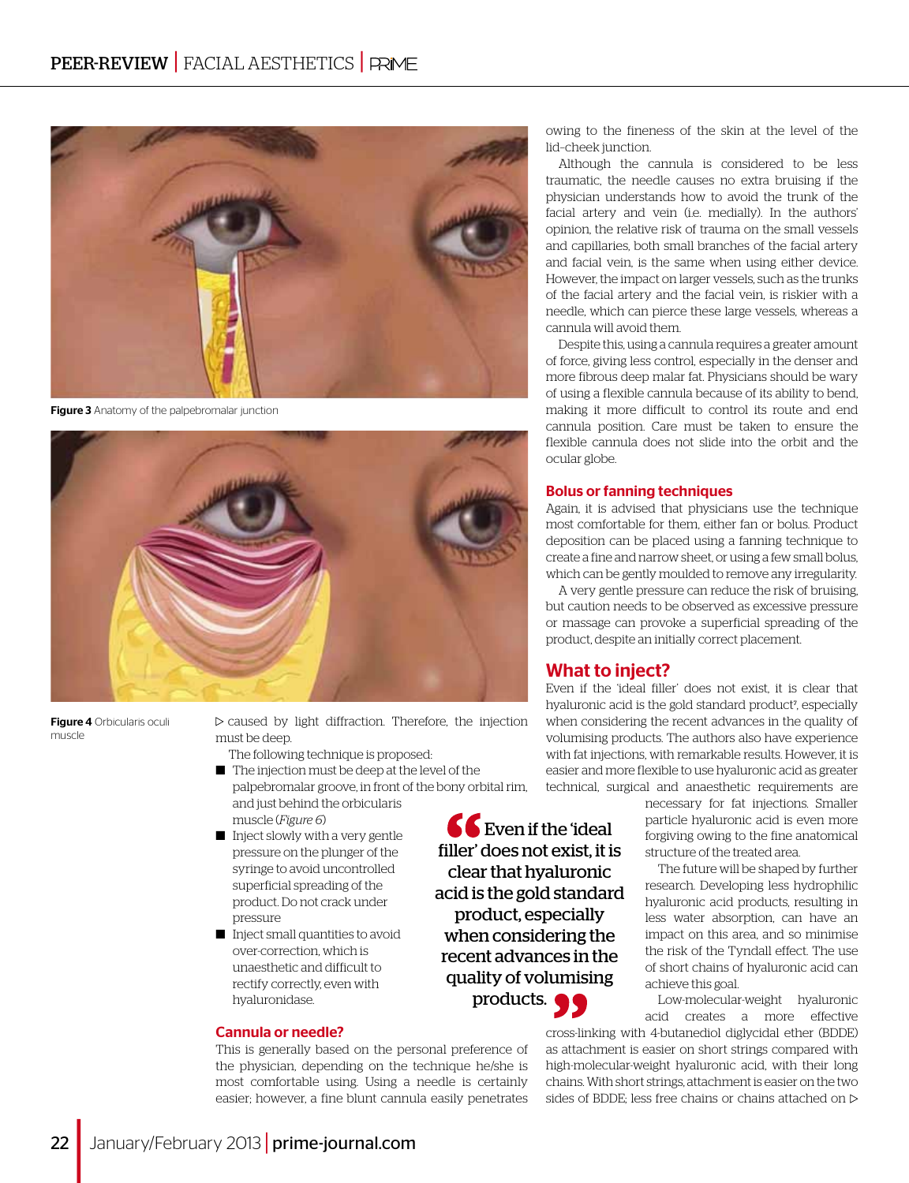Figure 3 Anatomy of the palpebromalar junction

Figure 4 Orbicularis oculi muscle

▷ caused by light diffraction. Therefore, the injection must be deep.

The following technique is proposed:

- The injection must be deep at the level of the palpebromalar groove, in front of the bony orbital rim, and just behind the orbicularis muscle (*Figure 6*)
- Inject slowly with a very gentle pressure on the plunger of the syringe to avoid uncontrolled superficial spreading of the product. Do not crack under pressure
- Inject small quantities to avoid over-correction, which is unaesthetic and difficult to rectify correctly, even with hyaluronidase.

> Even if the 'ideal filler' does not exist, it is clear that hyaluronic acid is the gold standard product, especially when considering the recent advances in the quality of volumising products.

## Cannula or needle?

This is generally based on the personal preference of the physician, depending on the technique he/she is most comfortable using. Using a needle is certainly easier; however, a fine blunt cannula easily penetrates owing to the fineness of the skin at the level of the lid-cheek junction.

Although the cannula is considered to be less traumatic, the needle causes no extra bruising if the physician understands how to avoid the trunk of the facial artery and vein (i.e. medially). In the authors' opinion, the relative risk of trauma on the small vessels and capillaries, both small branches of the facial artery and facial vein, is the same when using either device. However, the impact on larger vessels, such as the trunks of the facial artery and the facial vein, is riskier with a needle, which can pierce these large vessels, whereas a cannula will avoid them.

Despite this, using a cannula requires a greater amount of force, especially in the denser and more fibrous deep malar fat. Physicians should be wary of using a flexible cannula because of its ability to bend, making it more difficult to control its route and end cannula position. Care must be taken to ensure the flexible cannula does not slide into the orbit and the ocular globe.

## Bolus or fanning techniques

Again, it is advised that physicians use the technique most comfortable for them, either fan or bolus. Product deposition can be placed using a fanning technique to create a fine and narrow sheet, or using a few small bolus, which can be gently moulded to remove any irregularity.

A very gentle pressure can reduce the risk of bruising, but caution needs to be observed as excessive pressure or massage can provoke a superficial spreading of the product, despite an initially correct placement.

## What to inject?

Even if the 'ideal filler' does not exist, it is clear that hyaluronic acid is the gold standard product[7], especially when considering the recent advances in the quality of volumising products. The authors also have experience with fat injections, with remarkable results. However, it is easier and more flexible to use hyaluronic acid as greater technical, surgical and anaesthetic requirements are necessary for fat injections. Smaller particle hyaluronic acid is even more forgiving owing to the fine anatomical structure of the treated area.

The future will be shaped by further research. Developing less hydrophilic hyaluronic acid products, resulting in less water absorption, can have an impact on this area, and so minimise the risk of the Tyndall effect. The use of short chains of hyaluronic acid can achieve this goal.

Low-molecular-weight hyaluronic acid creates a more effective cross-linking with 4-butanediol diglycidal ether (BDDE) as attachment is easier on short strings compared with high-molecular-weight hyaluronic acid, with their long chains. With short strings, attachment is easier on the two sides of BDDE; less free chains or chains attached on ▷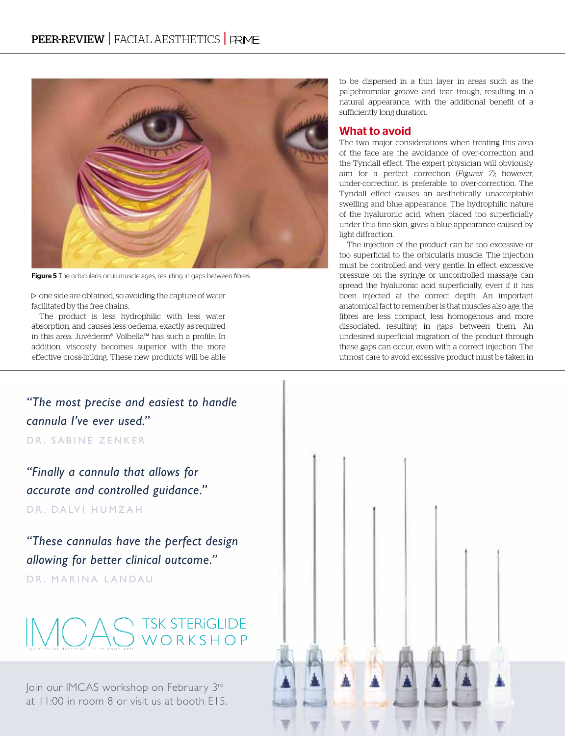Figure 5 The orbicularis oculi muscle ages, resulting in gaps between fibres

▷ one side are obtained, so avoiding the capture of water facilitated by the free chains.

The product is less hydrophilic with less water absorption, and causes less oedema, exactly as required in this area. Juvéderm® Volbella™ has such a profile. In addition, viscosity becomes superior with the more effective cross-linking. These new products will be able to be dispersed in a thin layer in areas such as the palpebromalar groove and tear trough, resulting in a natural appearance, with the additional benefit of a sufficiently long duration.

## What to avoid

The two major considerations when treating this area of the face are the avoidance of over-correction and the Tyndall effect. The expert physician will obviously aim for a perfect correction (*Figures 7*); however, under-correction is preferable to over-correction. The Tyndall effect causes an aesthetically unacceptable swelling and blue appearance. The hydrophilic nature of the hyaluronic acid, when placed too superficially under this fine skin, gives a blue appearance caused by light diffraction.

The injection of the product can be too excessive or too superficial to the orbicularis muscle. The injection must be controlled and very gentle. In effect, excessive pressure on the syringe or uncontrolled massage can spread the hyaluronic acid superficially, even if it has been injected at the correct depth. An important anatomical fact to remember is that muscles also age; the fibres are less compact, less homogenous and more dissociated, resulting in gaps between them. An undesired superficial migration of the product through these gaps can occur, even with a correct injection. The utmost care to avoid excessive product must be taken in

*"The most precise and easiest to handle cannula I've ever used."*
DR. SABINE ZENKER

*"Finally a cannula that allows for accurate and controlled guidance."*
DR. DALVI HUMZAH

*"These cannulas have the perfect design allowing for better clinical outcome."*
DR. MARINA LANDAU

IMCAS TSK STERiGLIDE WORKSHOP

Join our IMCAS workshop on February 3rd at 11:00 in room 8 or visit us at booth E15.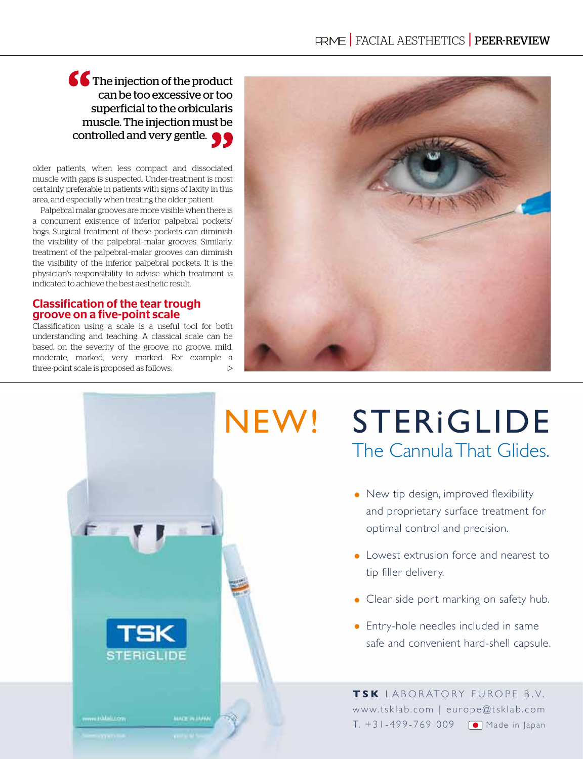> The injection of the product can be too excessive or too superficial to the orbicularis muscle. The injection must be controlled and very gentle.

older patients, when less compact and dissociated muscle with gaps is suspected. Under-treatment is most certainly preferable in patients with signs of laxity in this area, and especially when treating the older patient.

Palpebral malar grooves are more visible when there is a concurrent existence of inferior palpebral pockets/bags. Surgical treatment of these pockets can diminish the visibility of the palpebral-malar grooves. Similarly, treatment of the palpebral-malar grooves can diminish the visibility of the inferior palpebral pockets. It is the physician's responsibility to advise which treatment is indicated to achieve the best aesthetic result.

## Classification of the tear trough groove on a five-point scale

Classification using a scale is a useful tool for both understanding and teaching. A classical scale can be based on the severity of the groove: no groove, mild, moderate, marked, very marked. For example a three-point scale is proposed as follows: ▷

NEW! STERiGLIDE

The Cannula That Glides.

- New tip design, improved flexibility and proprietary surface treatment for optimal control and precision.
- Lowest extrusion force and nearest to tip filler delivery.
- Clear side port marking on safety hub.
- Entry-hole needles included in same safe and convenient hard-shell capsule.

**TSK** LABORATORY EUROPE B.V.
www.tsklab.com | europe@tsklab.com
T. +31-499-769 009 Made in Japan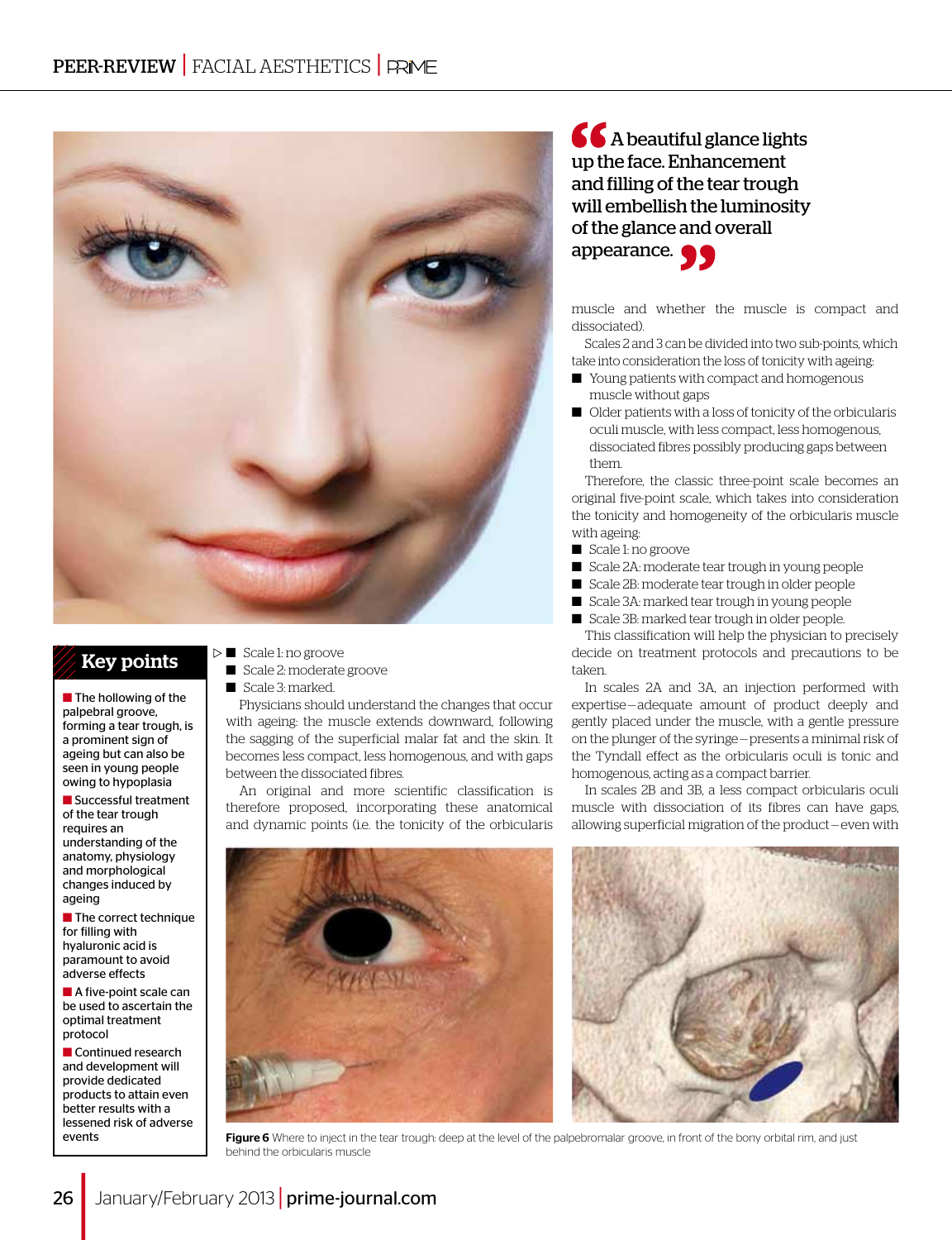> A beautiful glance lights up the face. Enhancement and filling of the tear trough will embellish the luminosity of the glance and overall appearance.

## Key points

- The hollowing of the palpebral groove, forming a tear trough, is a prominent sign of ageing but can also be seen in young people owing to hypoplasia
- Successful treatment of the tear trough requires an understanding of the anatomy, physiology and morphological changes induced by ageing
- The correct technique for filling with hyaluronic acid is paramount to avoid adverse effects
- A five-point scale can be used to ascertain the optimal treatment protocol
- Continued research and development will provide dedicated products to attain even better results with a lessened risk of adverse events

- Scale 1: no groove
- Scale 2: moderate groove
- Scale 3: marked.

Physicians should understand the changes that occur with ageing: the muscle extends downward, following the sagging of the superficial malar fat and the skin. It becomes less compact, less homogenous, and with gaps between the dissociated fibres.

An original and more scientific classification is therefore proposed, incorporating these anatomical and dynamic points (i.e. the tonicity of the orbicularis muscle and whether the muscle is compact and dissociated).

Scales 2 and 3 can be divided into two sub-points, which take into consideration the loss of tonicity with ageing:

- Young patients with compact and homogenous muscle without gaps
- Older patients with a loss of tonicity of the orbicularis oculi muscle, with less compact, less homogenous, dissociated fibres possibly producing gaps between them.

Therefore, the classic three-point scale becomes an original five-point scale, which takes into consideration the tonicity and homogeneity of the orbicularis muscle with ageing:

- Scale 1: no groove
- Scale 2A: moderate tear trough in young people
- Scale 2B: moderate tear trough in older people
- Scale 3A: marked tear trough in young people
- Scale 3B: marked tear trough in older people.

This classification will help the physician to precisely decide on treatment protocols and precautions to be taken.

In scales 2A and 3A, an injection performed with expertise—adequate amount of product deeply and gently placed under the muscle, with a gentle pressure on the plunger of the syringe—presents a minimal risk of the Tyndall effect as the orbicularis oculi is tonic and homogenous, acting as a compact barrier.

In scales 2B and 3B, a less compact orbicularis oculi muscle with dissociation of its fibres can have gaps, allowing superficial migration of the product—even with

**Figure 6** Where to inject in the tear trough: deep at the level of the palpebromalar groove, in front of the bony orbital rim, and just behind the orbicularis muscle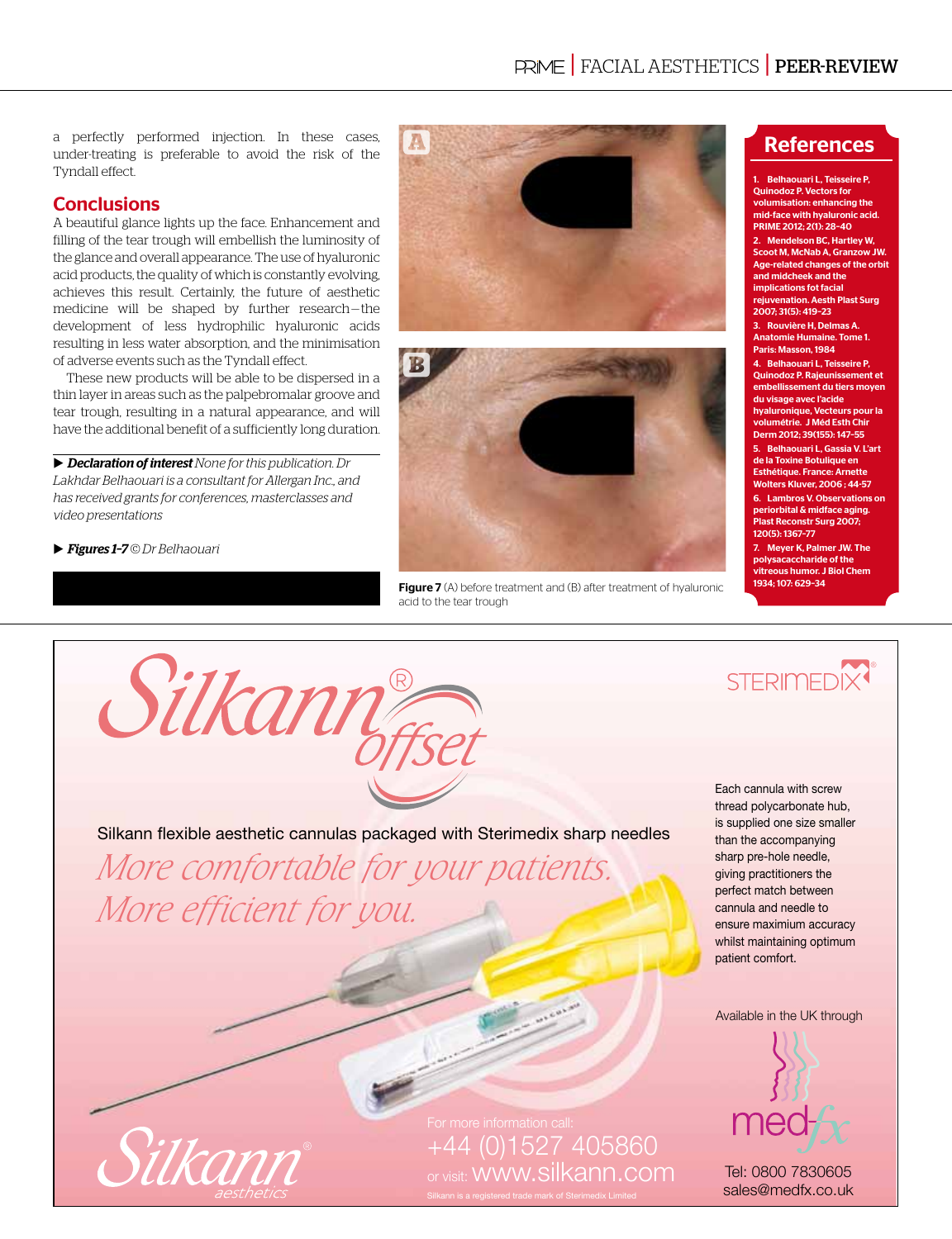a perfectly performed injection. In these cases, under-treating is preferable to avoid the risk of the Tyndall effect.

## Conclusions

A beautiful glance lights up the face. Enhancement and filling of the tear trough will embellish the luminosity of the glance and overall appearance. The use of hyaluronic acid products, the quality of which is constantly evolving, achieves this result. Certainly, the future of aesthetic medicine will be shaped by further research—the development of less hydrophilic hyaluronic acids resulting in less water absorption, and the minimisation of adverse events such as the Tyndall effect.

These new products will be able to be dispersed in a thin layer in areas such as the palpebromalar groove and tear trough, resulting in a natural appearance, and will have the additional benefit of a sufficiently long duration.

► ***Declaration of interest*** *None for this publication. Dr Lakhdar Belhaouari is a consultant for Allergan Inc., and has received grants for conferences, masterclasses and video presentations*

► ***Figures 1–7*** *© Dr Belhaouari*

**Figure 7** (A) before treatment and (B) after treatment of hyaluronic acid to the tear trough

## References

1. Belhaouari L, Teisseire P, Quinodoz P. Vectors for volumisation: enhancing the mid-face with hyaluronic acid. PRIME 2012; 2(1): 28–40
2. Mendelson BC, Hartley W, Scoot M, McNab A, Granzow JW. Age-related changes of the orbit and midcheek and the implications fot facial rejuvenation. Aesth Plast Surg 2007; 31(5): 419–23
3. Rouvière H, Delmas A. Anatomie Humaine. Tome 1. Paris: Masson, 1984
4. Belhaouari L, Teisseire P, Quinodoz P. Rajeunissement et embellissement du tiers moyen du visage avec l'acide hyaluronique, Vecteurs pour la volumétrie. J Méd Esth Chir Derm 2012; 39(155): 147–55
5. Belhaouari L, Gassia V. L'art de la Toxine Botulique en Esthétique. France: Arnette Wolters Kluver, 2006 ; 44-57
6. Lambros V. Observations on periorbital & midface aging. Plast Reconstr Surg 2007; 120(5): 1367–77
7. Meyer K, Palmer JW. The polysacaccharide of the vitreous humor. J Biol Chem 1934; 107: 629–34